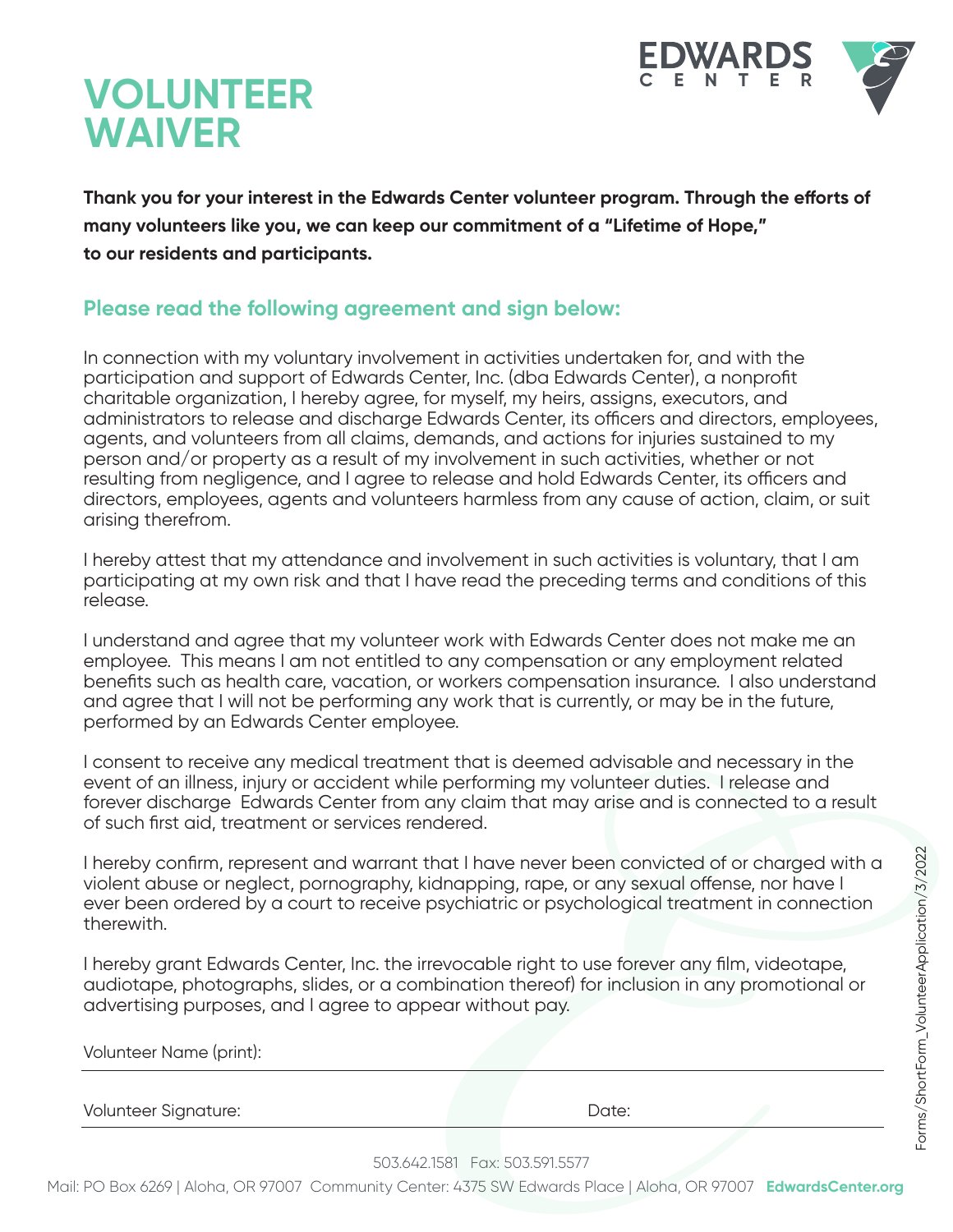# VOLUNTEER WAIVER

EDWARDS CENTER

**Thank you for your interest in the Edwards Center volunteer program. Through the efforts of many volunteers like you, we can keep our commitment of a "Lifetime of Hope," to our residents and participants.**

## Please read the following agreement and sign below:

In connection with my voluntary involvement in activities undertaken for, and with the participation and support of Edwards Center, Inc. (dba Edwards Center), a nonprofit charitable organization, I hereby agree, for myself, my heirs, assigns, executors, and administrators to release and discharge Edwards Center, its officers and directors, employees, agents, and volunteers from all claims, demands, and actions for injuries sustained to my person and/or property as a result of my involvement in such activities, whether or not resulting from negligence, and I agree to release and hold Edwards Center, its officers and directors, employees, agents and volunteers harmless from any cause of action, claim, or suit arising therefrom.

I hereby attest that my attendance and involvement in such activities is voluntary, that I am participating at my own risk and that I have read the preceding terms and conditions of this release.

I understand and agree that my volunteer work with Edwards Center does not make me an employee. This means I am not entitled to any compensation or any employment related benefits such as health care, vacation, or workers compensation insurance. I also understand and agree that I will not be performing any work that is currently, or may be in the future, performed by an Edwards Center employee.

I consent to receive any medical treatment that is deemed advisable and necessary in the event of an illness, injury or accident while performing my volunteer duties. I release and forever discharge Edwards Center from any claim that may arise and is connected to a result of such first aid, treatment or services rendered.

I hereby confirm, represent and warrant that I have never been convicted of or charged with a violent abuse or neglect, pornography, kidnapping, rape, or any sexual offense, nor have I ever been ordered by a court to receive psychiatric or psychological treatment in connection therewith.

I hereby grant Edwards Center, Inc. the irrevocable right to use forever any film, videotape, audiotape, photographs, slides, or a combination thereof) for inclusion in any promotional or advertising purposes, and I agree to appear without pay.

Volunteer Name (print): ______________________________

Volunteer Signature: ______________________________ Date: ______________

503.642.1581 Fax: 503.591.5577

Mail: PO Box 6269 | Aloha, OR 97007 Community Center: 4375 SW Edwards Place | Aloha, OR 97007 **EdwardsCenter.org**

Forms/ShortForm_VolunteerApplication/3/2022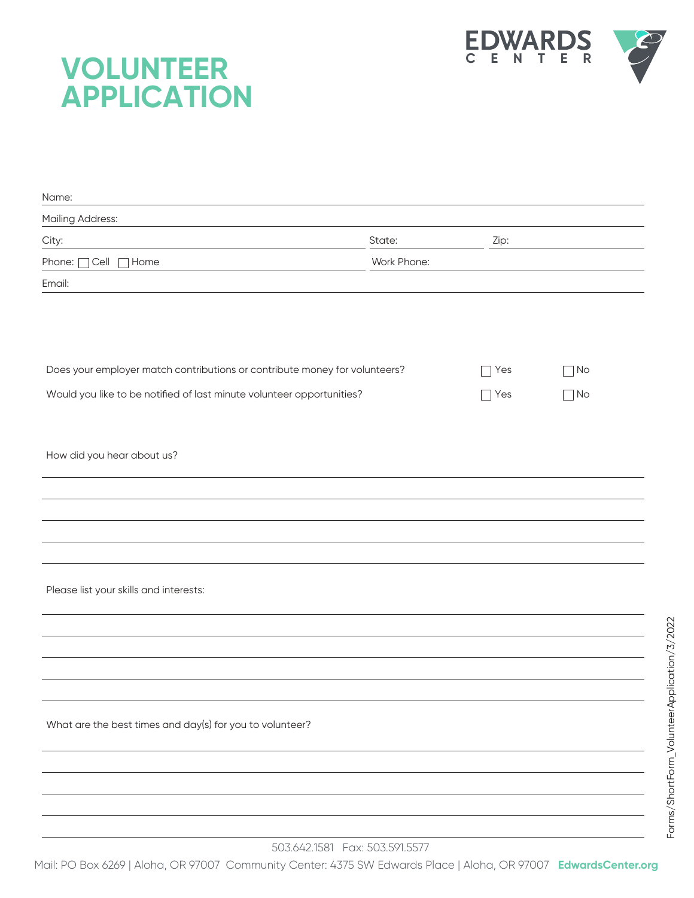# VOLUNTEER APPLICATION

EDWARDS CENTER

Name:

Mailing Address:

City: State: Zip:

Phone: ☐ Cell ☐ Home Work Phone:

Email:

Does your employer match contributions or contribute money for volunteers? ☐ Yes ☐ No

Would you like to be notified of last minute volunteer opportunities? ☐ Yes ☐ No

How did you hear about us?

Please list your skills and interests:

What are the best times and day(s) for you to volunteer?

503.642.1581 Fax: 503.591.5577

Mail: PO Box 6269 | Aloha, OR 97007 Community Center: 4375 SW Edwards Place | Aloha, OR 97007 **EdwardsCenter.org**

Forms/ShortForm_VolunteerApplication/3/2022